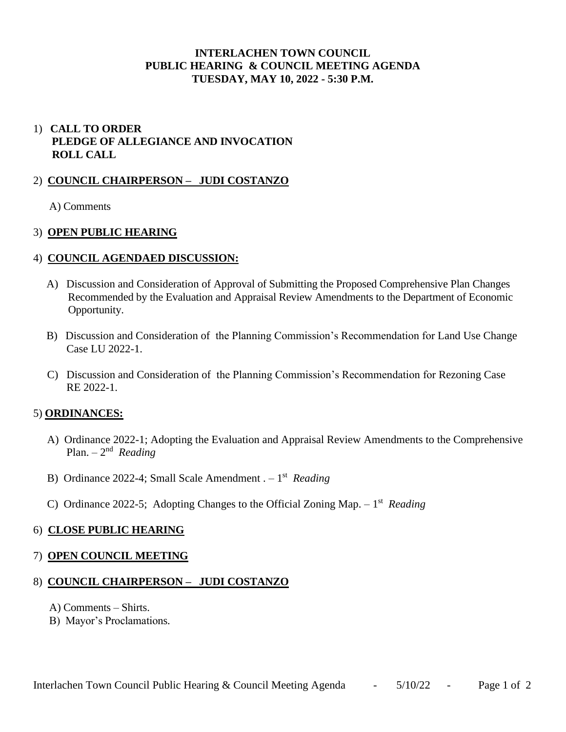**INTERLACHEN TOWN COUNCIL**
**PUBLIC HEARING & COUNCIL MEETING AGENDA**
**TUESDAY, MAY 10, 2022 - 5:30 P.M.**

1) **CALL TO ORDER**
   **PLEDGE OF ALLEGIANCE AND INVOCATION**
   **ROLL CALL**

2) **COUNCIL CHAIRPERSON – JUDI COSTANZO**

   A) Comments

3) **OPEN PUBLIC HEARING**

4) **COUNCIL AGENDAED DISCUSSION:**

   A) Discussion and Consideration of Approval of Submitting the Proposed Comprehensive Plan Changes Recommended by the Evaluation and Appraisal Review Amendments to the Department of Economic Opportunity.

   B) Discussion and Consideration of the Planning Commission's Recommendation for Land Use Change Case LU 2022-1.

   C) Discussion and Consideration of the Planning Commission's Recommendation for Rezoning Case RE 2022-1.

5) **ORDINANCES:**

   A) Ordinance 2022-1; Adopting the Evaluation and Appraisal Review Amendments to the Comprehensive Plan. – 2nd *Reading*

   B) Ordinance 2022-4; Small Scale Amendment . – 1st *Reading*

   C) Ordinance 2022-5; Adopting Changes to the Official Zoning Map. – 1st *Reading*

6) **CLOSE PUBLIC HEARING**

7) **OPEN COUNCIL MEETING**

8) **COUNCIL CHAIRPERSON – JUDI COSTANZO**

   A) Comments – Shirts.
   B) Mayor's Proclamations.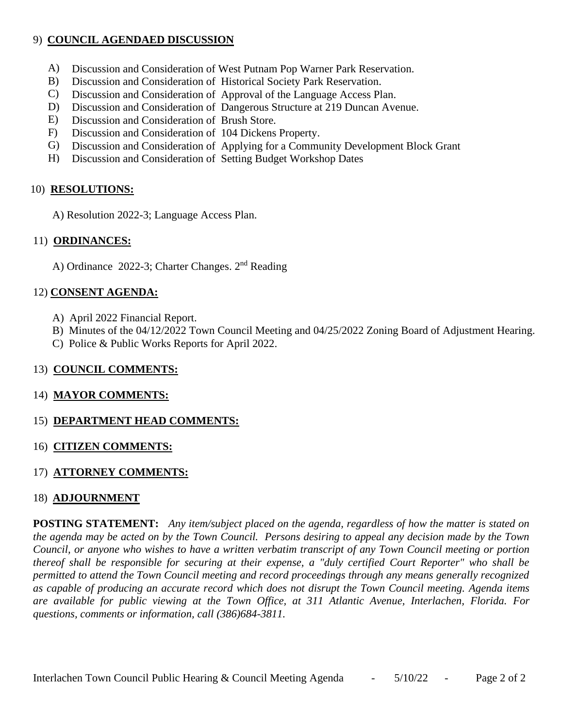9) **COUNCIL AGENDAED DISCUSSION**

A) Discussion and Consideration of West Putnam Pop Warner Park Reservation.
B) Discussion and Consideration of Historical Society Park Reservation.
C) Discussion and Consideration of Approval of the Language Access Plan.
D) Discussion and Consideration of Dangerous Structure at 219 Duncan Avenue.
E) Discussion and Consideration of Brush Store.
F) Discussion and Consideration of 104 Dickens Property.
G) Discussion and Consideration of Applying for a Community Development Block Grant
H) Discussion and Consideration of Setting Budget Workshop Dates

10) **RESOLUTIONS:**

A) Resolution 2022-3; Language Access Plan.

11) **ORDINANCES:**

A) Ordinance 2022-3; Charter Changes. 2nd Reading

12) **CONSENT AGENDA:**

A) April 2022 Financial Report.
B) Minutes of the 04/12/2022 Town Council Meeting and 04/25/2022 Zoning Board of Adjustment Hearing.
C) Police & Public Works Reports for April 2022.

13) **COUNCIL COMMENTS:**

14) **MAYOR COMMENTS:**

15) **DEPARTMENT HEAD COMMENTS:**

16) **CITIZEN COMMENTS:**

17) **ATTORNEY COMMENTS:**

18) **ADJOURNMENT**

**POSTING STATEMENT:** *Any item/subject placed on the agenda, regardless of how the matter is stated on the agenda may be acted on by the Town Council. Persons desiring to appeal any decision made by the Town Council, or anyone who wishes to have a written verbatim transcript of any Town Council meeting or portion thereof shall be responsible for securing at their expense, a "duly certified Court Reporter" who shall be permitted to attend the Town Council meeting and record proceedings through any means generally recognized as capable of producing an accurate record which does not disrupt the Town Council meeting. Agenda items are available for public viewing at the Town Office, at 311 Atlantic Avenue, Interlachen, Florida. For questions, comments or information, call (386)684-3811.*